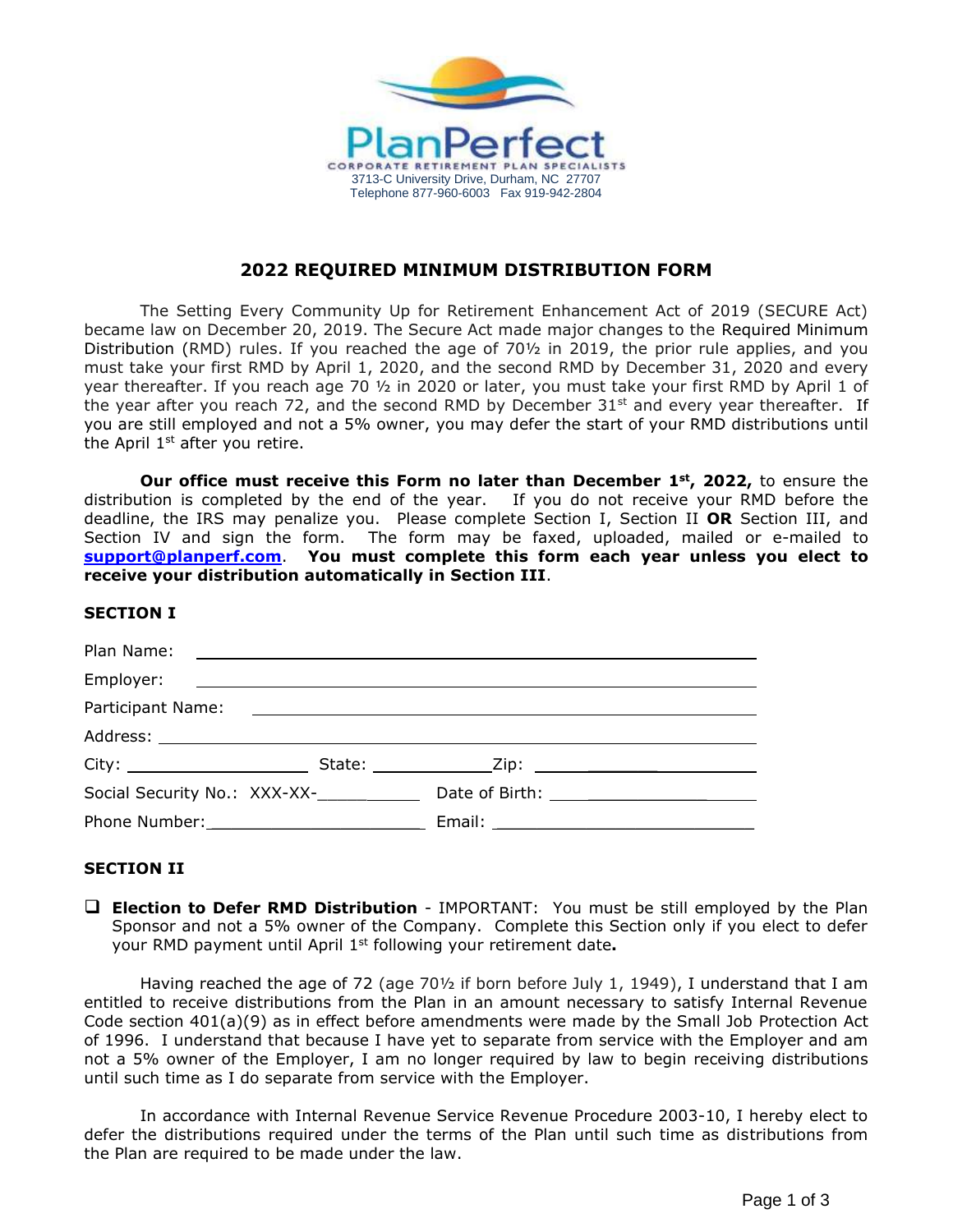**PlanPerfect**
CORPORATE RETIREMENT PLAN SPECIALISTS
3713-C University Drive, Durham, NC 27707
Telephone 877-960-6003 Fax 919-942-2804

# 2022 REQUIRED MINIMUM DISTRIBUTION FORM

The Setting Every Community Up for Retirement Enhancement Act of 2019 (SECURE Act) became law on December 20, 2019. The Secure Act made major changes to the Required Minimum Distribution (RMD) rules. If you reached the age of 70½ in 2019, the prior rule applies, and you must take your first RMD by April 1, 2020, and the second RMD by December 31, 2020 and every year thereafter. If you reach age 70 ½ in 2020 or later, you must take your first RMD by April 1 of the year after you reach 72, and the second RMD by December 31st and every year thereafter. If you are still employed and not a 5% owner, you may defer the start of your RMD distributions until the April 1st after you retire.

**Our office must receive this Form no later than December 1st, 2022,** to ensure the distribution is completed by the end of the year. If you do not receive your RMD before the deadline, the IRS may penalize you. Please complete Section I, Section II **OR** Section III, and Section IV and sign the form. The form may be faxed, uploaded, mailed or e-mailed to **support@planperf.com**. **You must complete this form each year unless you elect to receive your distribution automatically in Section III**.

## SECTION I

Plan Name: ______________________________________________

Employer: ______________________________________________

Participant Name: ______________________________________________

Address: ______________________________________________

City: ____________________ State: ____________ Zip: ____________________

Social Security No.: XXX-XX-__________ Date of Birth: ____________________

Phone Number: ______________________ Email: ______________________

## SECTION II

☐ **Election to Defer RMD Distribution** - IMPORTANT: You must be still employed by the Plan Sponsor and not a 5% owner of the Company. Complete this Section only if you elect to defer your RMD payment until April 1st following your retirement date**.**

Having reached the age of 72 (age 70½ if born before July 1, 1949), I understand that I am entitled to receive distributions from the Plan in an amount necessary to satisfy Internal Revenue Code section 401(a)(9) as in effect before amendments were made by the Small Job Protection Act of 1996. I understand that because I have yet to separate from service with the Employer and am not a 5% owner of the Employer, I am no longer required by law to begin receiving distributions until such time as I do separate from service with the Employer.

In accordance with Internal Revenue Service Revenue Procedure 2003-10, I hereby elect to defer the distributions required under the terms of the Plan until such time as distributions from the Plan are required to be made under the law.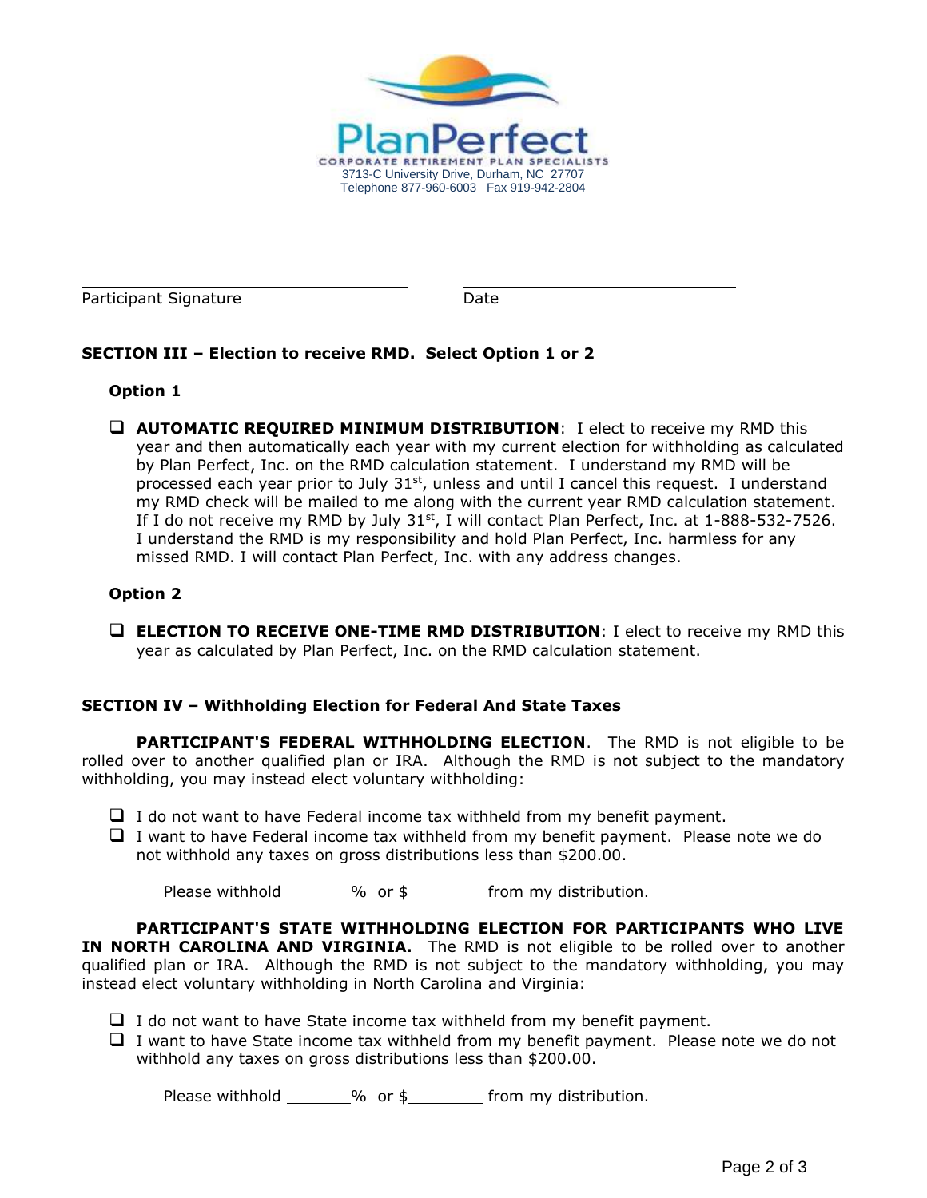PlanPerfect
CORPORATE RETIREMENT PLAN SPECIALISTS
3713-C University Drive, Durham, NC 27707
Telephone 877-960-6003 Fax 919-942-2804

_______________________________ _______________________________
Participant Signature Date

**SECTION III – Election to receive RMD. Select Option 1 or 2**

**Option 1**

- ☐ **AUTOMATIC REQUIRED MINIMUM DISTRIBUTION**: I elect to receive my RMD this year and then automatically each year with my current election for withholding as calculated by Plan Perfect, Inc. on the RMD calculation statement. I understand my RMD will be processed each year prior to July 31st, unless and until I cancel this request. I understand my RMD check will be mailed to me along with the current year RMD calculation statement. If I do not receive my RMD by July 31st, I will contact Plan Perfect, Inc. at 1-888-532-7526. I understand the RMD is my responsibility and hold Plan Perfect, Inc. harmless for any missed RMD. I will contact Plan Perfect, Inc. with any address changes.

**Option 2**

- ☐ **ELECTION TO RECEIVE ONE-TIME RMD DISTRIBUTION**: I elect to receive my RMD this year as calculated by Plan Perfect, Inc. on the RMD calculation statement.

**SECTION IV – Withholding Election for Federal And State Taxes**

**PARTICIPANT'S FEDERAL WITHHOLDING ELECTION**. The RMD is not eligible to be rolled over to another qualified plan or IRA. Although the RMD is not subject to the mandatory withholding, you may instead elect voluntary withholding:

- ☐ I do not want to have Federal income tax withheld from my benefit payment.
- ☐ I want to have Federal income tax withheld from my benefit payment. Please note we do not withhold any taxes on gross distributions less than $200.00.

Please withhold _______% or $________ from my distribution.

**PARTICIPANT'S STATE WITHHOLDING ELECTION FOR PARTICIPANTS WHO LIVE IN NORTH CAROLINA AND VIRGINIA.** The RMD is not eligible to be rolled over to another qualified plan or IRA. Although the RMD is not subject to the mandatory withholding, you may instead elect voluntary withholding in North Carolina and Virginia:

- ☐ I do not want to have State income tax withheld from my benefit payment.
- ☐ I want to have State income tax withheld from my benefit payment. Please note we do not withhold any taxes on gross distributions less than $200.00.

Please withhold _______% or $________ from my distribution.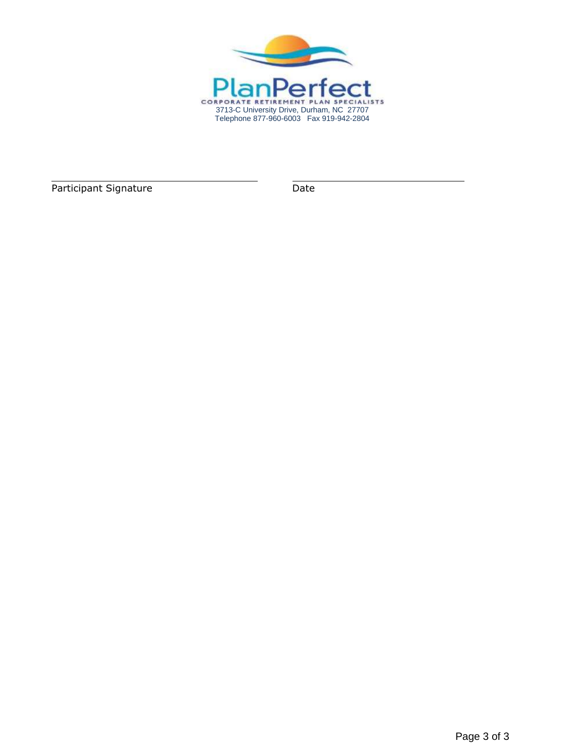PlanPerfect
CORPORATE RETIREMENT PLAN SPECIALISTS
3713-C University Drive, Durham, NC 27707
Telephone 877-960-6003 Fax 919-942-2804

\_\_\_\_\_\_\_\_\_\_\_\_\_\_\_\_\_\_\_\_\_\_\_\_\_\_\_\_\_\_\_\_\_\_ \_\_\_\_\_\_\_\_\_\_\_\_\_\_\_\_\_\_\_\_\_\_\_\_\_\_\_\_
Participant Signature Date